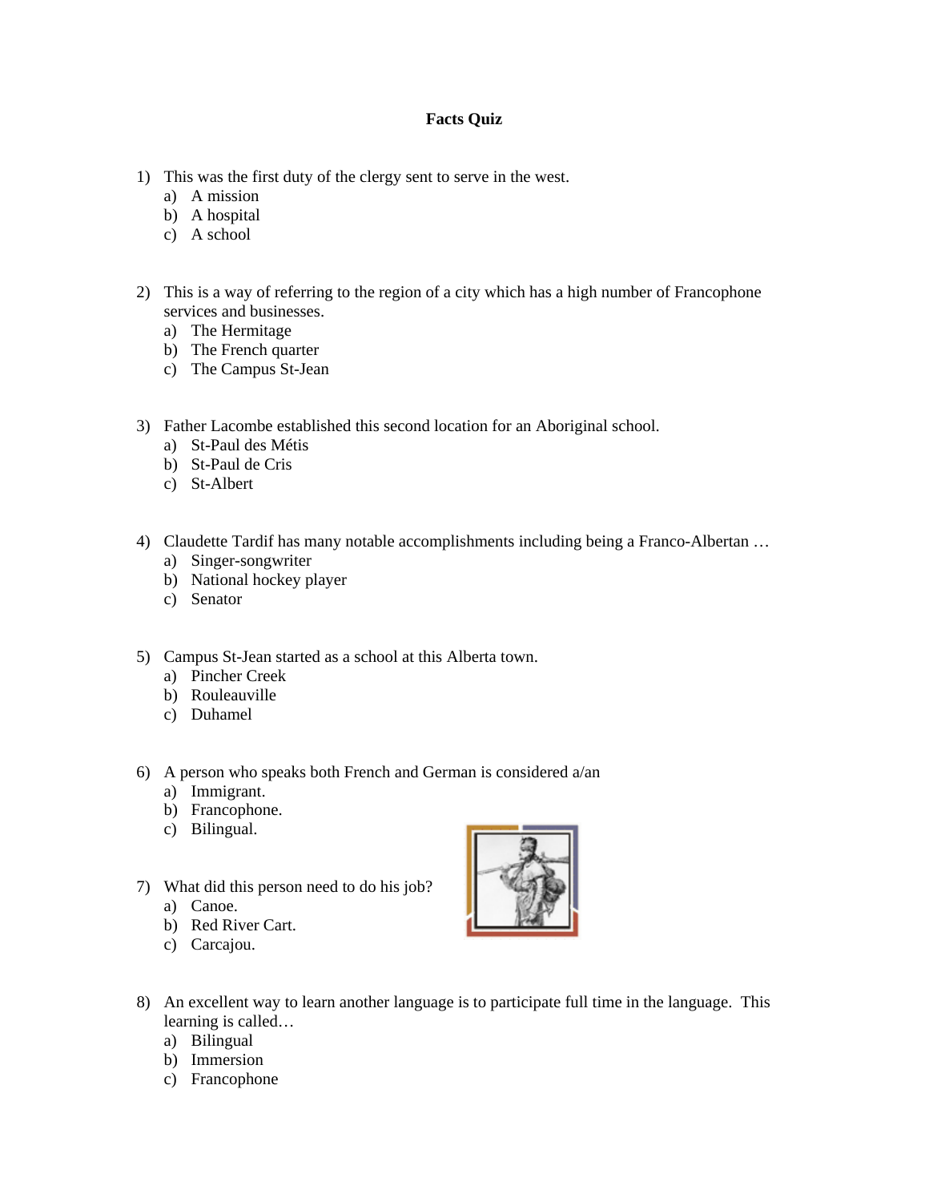**Facts Quiz**

1) This was the first duty of the clergy sent to serve in the west.
   a) A mission
   b) A hospital
   c) A school

2) This is a way of referring to the region of a city which has a high number of Francophone services and businesses.
   a) The Hermitage
   b) The French quarter
   c) The Campus St-Jean

3) Father Lacombe established this second location for an Aboriginal school.
   a) St-Paul des Métis
   b) St-Paul de Cris
   c) St-Albert

4) Claudette Tardif has many notable accomplishments including being a Franco-Albertan …
   a) Singer-songwriter
   b) National hockey player
   c) Senator

5) Campus St-Jean started as a school at this Alberta town.
   a) Pincher Creek
   b) Rouleauville
   c) Duhamel

6) A person who speaks both French and German is considered a/an
   a) Immigrant.
   b) Francophone.
   c) Bilingual.

7) What did this person need to do his job?
   a) Canoe.
   b) Red River Cart.
   c) Carcajou.

8) An excellent way to learn another language is to participate full time in the language. This learning is called…
   a) Bilingual
   b) Immersion
   c) Francophone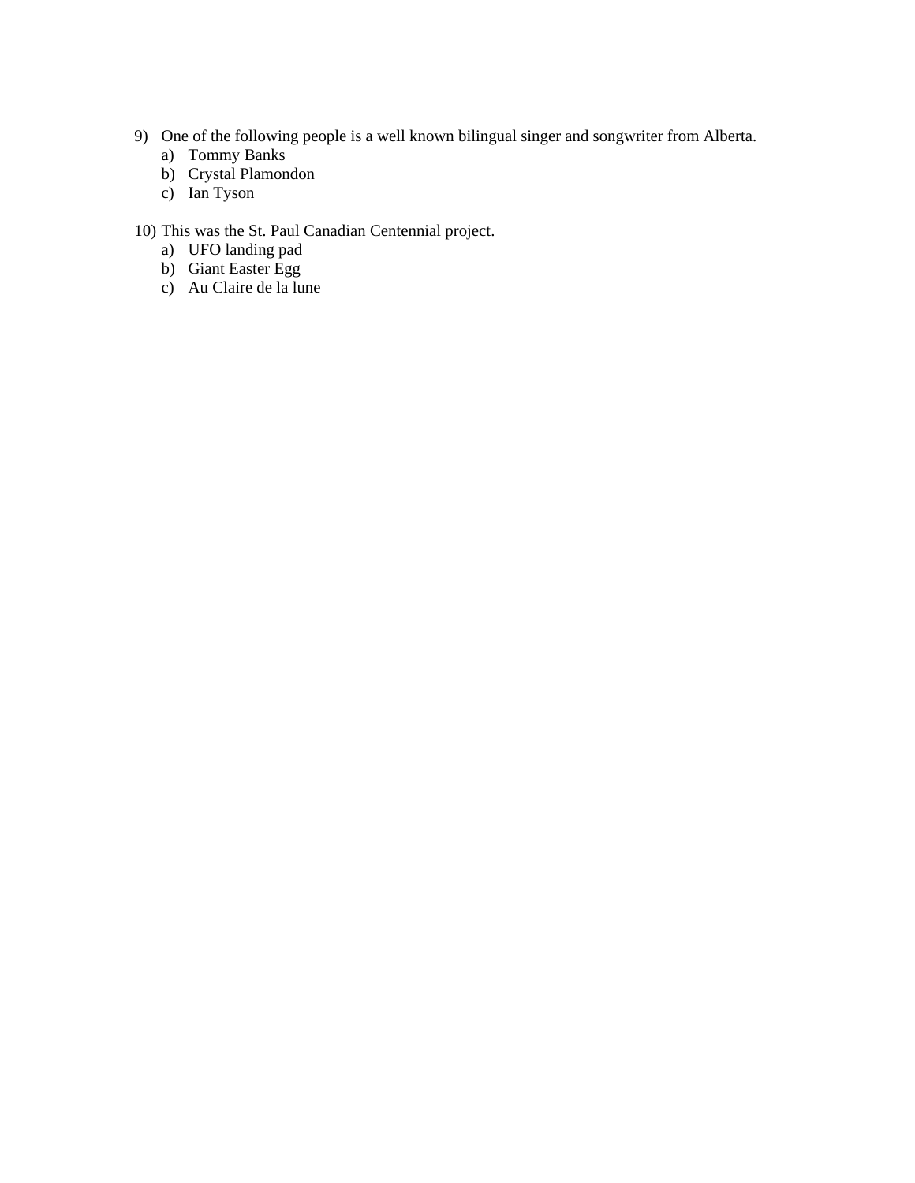9) One of the following people is a well known bilingual singer and songwriter from Alberta.
   a) Tommy Banks
   b) Crystal Plamondon
   c) Ian Tyson

10) This was the St. Paul Canadian Centennial project.
   a) UFO landing pad
   b) Giant Easter Egg
   c) Au Claire de la lune